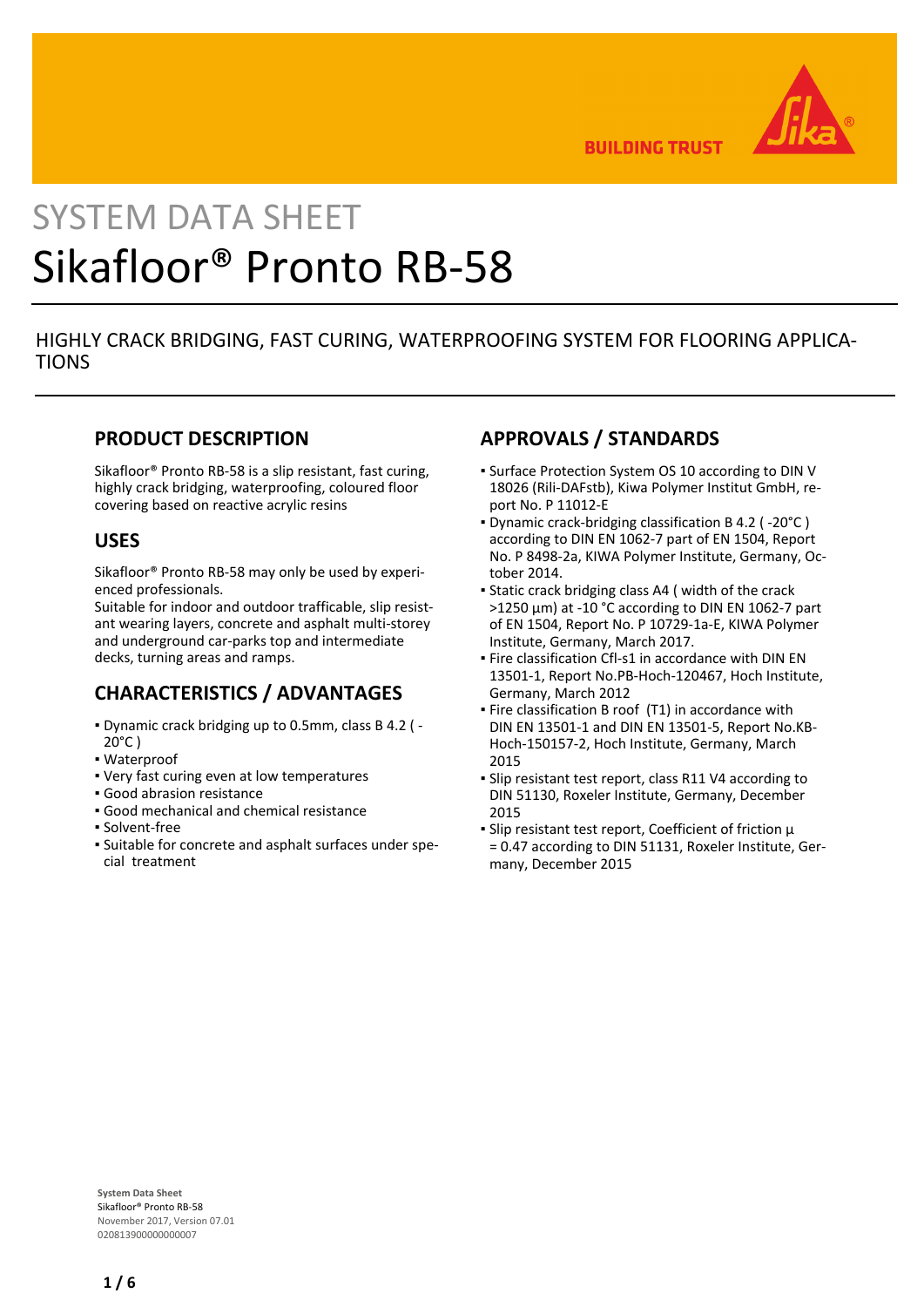# SYSTEM DATA SHEET

# Sikafloor® Pronto RB-58

HIGHLY CRACK BRIDGING, FAST CURING, WATERPROOFING SYSTEM FOR FLOORING APPLICATIONS

## PRODUCT DESCRIPTION

Sikafloor® Pronto RB-58 is a slip resistant, fast curing, highly crack bridging, waterproofing, coloured floor covering based on reactive acrylic resins

## USES

Sikafloor® Pronto RB-58 may only be used by experienced professionals.
Suitable for indoor and outdoor trafficable, slip resistant wearing layers, concrete and asphalt multi-storey and underground car-parks top and intermediate decks, turning areas and ramps.

## CHARACTERISTICS / ADVANTAGES

- Dynamic crack bridging up to 0.5mm, class B 4.2 ( -20°C )
- Waterproof
- Very fast curing even at low temperatures
- Good abrasion resistance
- Good mechanical and chemical resistance
- Solvent-free
- Suitable for concrete and asphalt surfaces under special treatment

## APPROVALS / STANDARDS

- Surface Protection System OS 10 according to DIN V 18026 (Rili-DAFstb), Kiwa Polymer Institut GmbH, report No. P 11012-E
- Dynamic crack-bridging classification B 4.2 ( -20°C ) according to DIN EN 1062-7 part of EN 1504, Report No. P 8498-2a, KIWA Polymer Institute, Germany, October 2014.
- Static crack bridging class A4 ( width of the crack >1250 µm) at -10 °C according to DIN EN 1062-7 part of EN 1504, Report No. P 10729-1a-E, KIWA Polymer Institute, Germany, March 2017.
- Fire classification Cfl-s1 in accordance with DIN EN 13501-1, Report No.PB-Hoch-120467, Hoch Institute, Germany, March 2012
- Fire classification B roof (T1) in accordance with DIN EN 13501-1 and DIN EN 13501-5, Report No.KB-Hoch-150157-2, Hoch Institute, Germany, March 2015
- Slip resistant test report, class R11 V4 according to DIN 51130, Roxeler Institute, Germany, December 2015
- Slip resistant test report, Coefficient of friction µ = 0.47 according to DIN 51131, Roxeler Institute, Germany, December 2015

**System Data Sheet**
Sikafloor® Pronto RB-58
November 2017, Version 07.01
020813900000000007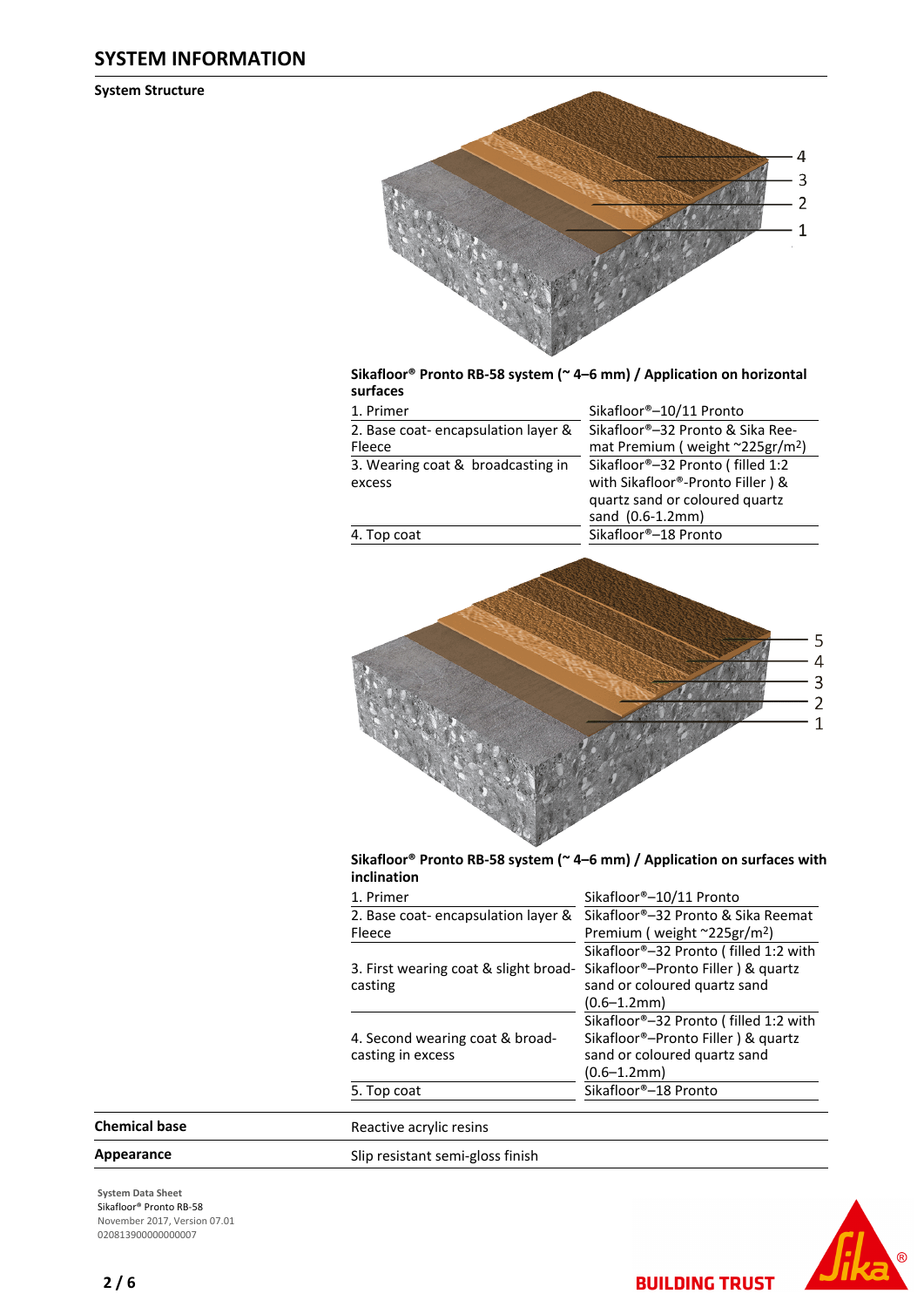## SYSTEM INFORMATION

### System Structure

**Sikafloor® Pronto RB-58 system (~ 4–6 mm) / Application on horizontal surfaces**

| | |
|---|---|
| 1. Primer | Sikafloor®–10/11 Pronto |
| 2. Base coat- encapsulation layer & Fleece | Sikafloor®–32 Pronto & Sika Reemat Premium ( weight ~225gr/m$^2$) |
| 3. Wearing coat & broadcasting in excess | Sikafloor®–32 Pronto ( filled 1:2 with Sikafloor®-Pronto Filler ) & quartz sand or coloured quartz sand (0.6-1.2mm) |
| 4. Top coat | Sikafloor®–18 Pronto |

**Sikafloor® Pronto RB-58 system (~ 4–6 mm) / Application on surfaces with inclination**

| | |
|---|---|
| 1. Primer | Sikafloor®–10/11 Pronto |
| 2. Base coat- encapsulation layer & Fleece | Sikafloor®–32 Pronto & Sika Reemat Premium ( weight ~225gr/m$^2$) |
| 3. First wearing coat & slight broadcasting | Sikafloor®–32 Pronto ( filled 1:2 with Sikafloor®–Pronto Filler ) & quartz sand or coloured quartz sand (0.6–1.2mm) |
| 4. Second wearing coat & broadcasting in excess | Sikafloor®–32 Pronto ( filled 1:2 with Sikafloor®–Pronto Filler ) & quartz sand or coloured quartz sand (0.6–1.2mm) |
| 5. Top coat | Sikafloor®–18 Pronto |

| | |
|---|---|
| **Chemical base** | Reactive acrylic resins |
| **Appearance** | Slip resistant semi-gloss finish |

System Data Sheet
Sikafloor® Pronto RB-58
November 2017, Version 07.01
020813900000000007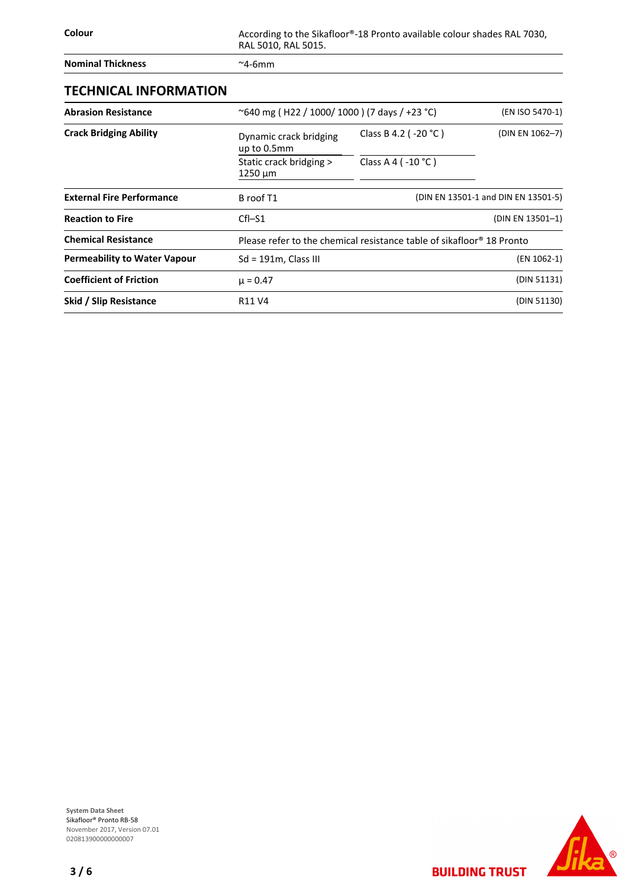| | |
|---|---|
| **Colour** | According to the Sikafloor®-18 Pronto available colour shades RAL 7030, RAL 5010, RAL 5015. |
| **Nominal Thickness** | ~4-6mm |

## TECHNICAL INFORMATION

| | | | |
|---|---|---|---|
| **Abrasion Resistance** | ~640 mg ( H22 / 1000/ 1000 ) (7 days / +23 °C) | | (EN ISO 5470-1) |
| **Crack Bridging Ability** | Dynamic crack bridging up to 0.5mm | Class B 4.2 ( -20 °C ) | (DIN EN 1062–7) |
| | Static crack bridging > 1250 µm | Class A 4 ( -10 °C ) | |
| **External Fire Performance** | B roof T1 | | (DIN EN 13501-1 and DIN EN 13501-5) |
| **Reaction to Fire** | Cfl–S1 | | (DIN EN 13501–1) |
| **Chemical Resistance** | Please refer to the chemical resistance table of sikafloor® 18 Pronto | | |
| **Permeability to Water Vapour** | Sd = 191m, Class III | | (EN 1062-1) |
| **Coefficient of Friction** | $\mu = 0.47$ | | (DIN 51131) |
| **Skid / Slip Resistance** | R11 V4 | | (DIN 51130) |

**System Data Sheet**
Sikafloor® Pronto RB-58
November 2017, Version 07.01
020813900000000007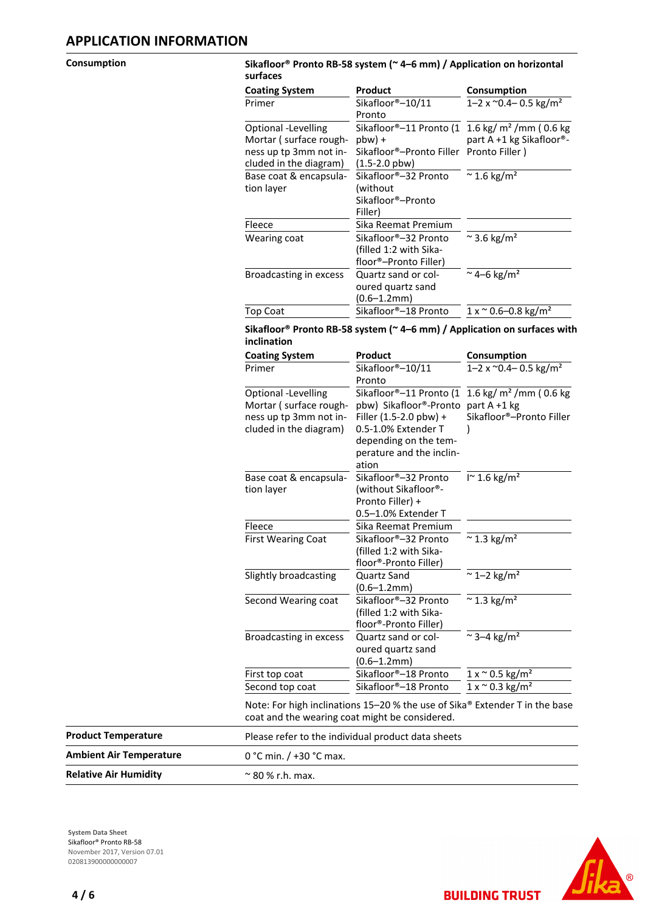## APPLICATION INFORMATION

**Consumption**

**Sikafloor® Pronto RB-58 system (~ 4–6 mm) / Application on horizontal surfaces**

| Coating System | Product | Consumption |
|---|---|---|
| Primer | Sikafloor®–10/11 Pronto | 1–2 x ~0.4– 0.5 kg/m² |
| Optional -Levelling Mortar ( surface roughness up tp 3mm not included in the diagram) | Sikafloor®–11 Pronto (1 pbw) + Sikafloor®–Pronto Filler (1.5-2.0 pbw) | 1.6 kg/ m² /mm ( 0.6 kg part A +1 kg Sikafloor®-Pronto Filler ) |
| Base coat & encapsulation layer | Sikafloor®–32 Pronto (without Sikafloor®–Pronto Filler) | ~ 1.6 kg/m² |
| Fleece | Sika Reemat Premium | |
| Wearing coat | Sikafloor®–32 Pronto (filled 1:2 with Sikafloor®–Pronto Filler) | ~ 3.6 kg/m² |
| Broadcasting in excess | Quartz sand or coloured quartz sand (0.6–1.2mm) | ~ 4–6 kg/m² |
| Top Coat | Sikafloor®–18 Pronto | 1 x ~ 0.6–0.8 kg/m² |

**Sikafloor® Pronto RB-58 system (~ 4–6 mm) / Application on surfaces with inclination**

| Coating System | Product | Consumption |
|---|---|---|
| Primer | Sikafloor®–10/11 Pronto | 1–2 x ~0.4– 0.5 kg/m² |
| Optional -Levelling Mortar ( surface roughness up tp 3mm not included in the diagram) | Sikafloor®–11 Pronto (1 pbw) Sikafloor®-Pronto Filler (1.5-2.0 pbw) + 0.5-1.0% Extender T depending on the temperature and the inclination | 1.6 kg/ m² /mm ( 0.6 kg part A +1 kg Sikafloor®–Pronto Filler ) |
| Base coat & encapsulation layer | Sikafloor®–32 Pronto (without Sikafloor®-Pronto Filler) + 0.5–1.0% Extender T | I~ 1.6 kg/m² |
| Fleece | Sika Reemat Premium | |
| First Wearing Coat | Sikafloor®–32 Pronto (filled 1:2 with Sikafloor®-Pronto Filler) | ~ 1.3 kg/m² |
| Slightly broadcasting | Quartz Sand (0.6–1.2mm) | ~ 1–2 kg/m² |
| Second Wearing coat | Sikafloor®–32 Pronto (filled 1:2 with Sikafloor®-Pronto Filler) | ~ 1.3 kg/m² |
| Broadcasting in excess | Quartz sand or coloured quartz sand (0.6–1.2mm) | ~ 3–4 kg/m² |
| First top coat | Sikafloor®–18 Pronto | 1 x ~ 0.5 kg/m² |
| Second top coat | Sikafloor®–18 Pronto | 1 x ~ 0.3 kg/m² |

Note: For high inclinations 15–20 % the use of Sika® Extender T in the base coat and the wearing coat might be considered.

**Product Temperature**

Please refer to the individual product data sheets

**Ambient Air Temperature**

0 °C min. / +30 °C max.

**Relative Air Humidity**

~ 80 % r.h. max.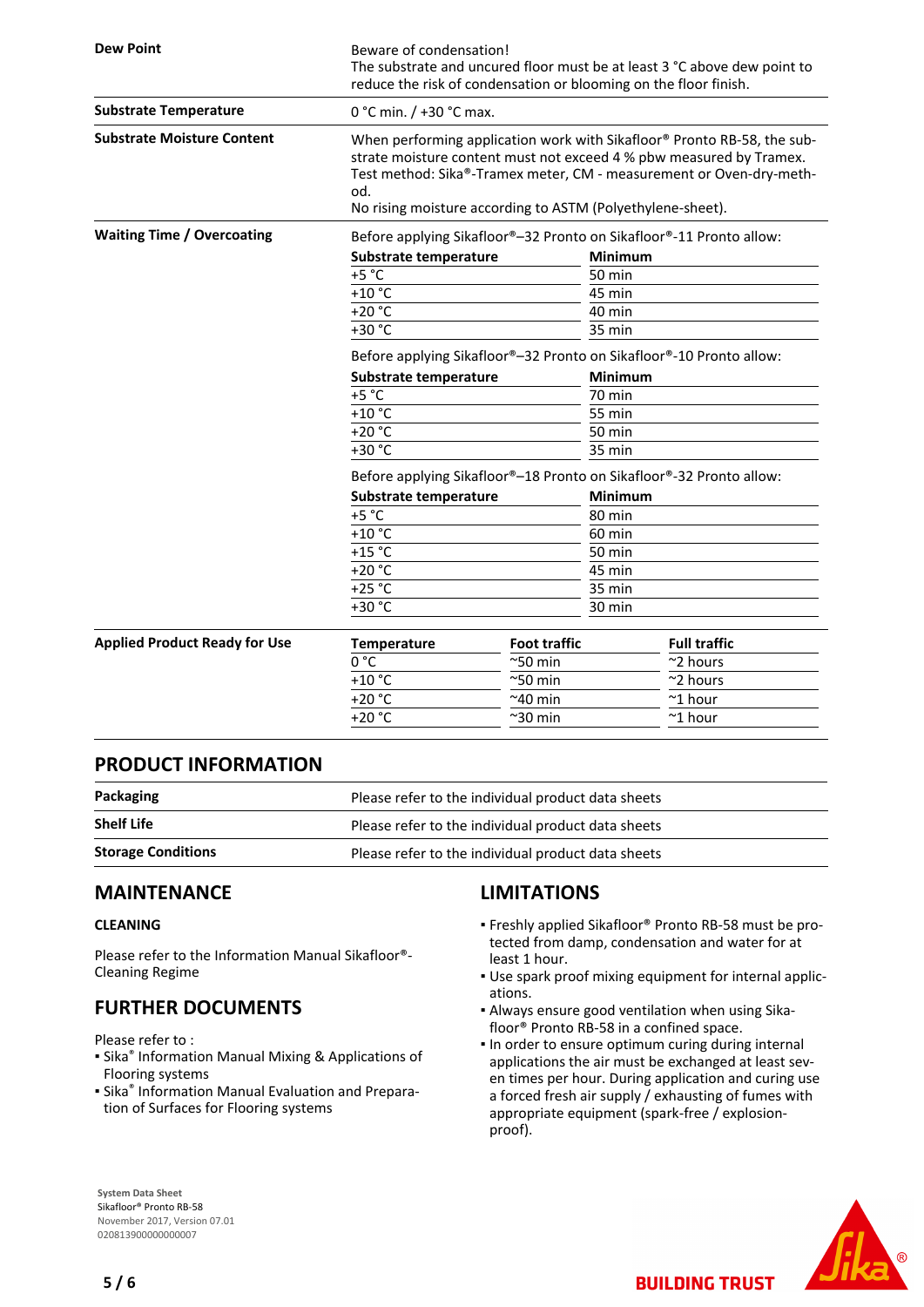| | |
|---|---|
| **Dew Point** | Beware of condensation! The substrate and uncured floor must be at least 3 °C above dew point to reduce the risk of condensation or blooming on the floor finish. |
| **Substrate Temperature** | 0 °C min. / +30 °C max. |
| **Substrate Moisture Content** | When performing application work with Sikafloor® Pronto RB-58, the substrate moisture content must not exceed 4 % pbw measured by Tramex. Test method: Sika®-Tramex meter, CM - measurement or Oven-dry-method. No rising moisture according to ASTM (Polyethylene-sheet). |

**Waiting Time / Overcoating**

Before applying Sikafloor®–32 Pronto on Sikafloor®-11 Pronto allow:

| Substrate temperature | Minimum |
|---|---|
| +5 °C | 50 min |
| +10 °C | 45 min |
| +20 °C | 40 min |
| +30 °C | 35 min |

Before applying Sikafloor®–32 Pronto on Sikafloor®-10 Pronto allow:

| Substrate temperature | Minimum |
|---|---|
| +5 °C | 70 min |
| +10 °C | 55 min |
| +20 °C | 50 min |
| +30 °C | 35 min |

Before applying Sikafloor®–18 Pronto on Sikafloor®-32 Pronto allow:

| Substrate temperature | Minimum |
|---|---|
| +5 °C | 80 min |
| +10 °C | 60 min |
| +15 °C | 50 min |
| +20 °C | 45 min |
| +25 °C | 35 min |
| +30 °C | 30 min |

**Applied Product Ready for Use**

| Temperature | Foot traffic | Full traffic |
|---|---|---|
| 0 °C | ~50 min | ~2 hours |
| +10 °C | ~50 min | ~2 hours |
| +20 °C | ~40 min | ~1 hour |
| +20 °C | ~30 min | ~1 hour |

## PRODUCT INFORMATION

| | |
|---|---|
| **Packaging** | Please refer to the individual product data sheets |
| **Shelf Life** | Please refer to the individual product data sheets |
| **Storage Conditions** | Please refer to the individual product data sheets |

## MAINTENANCE

### CLEANING

Please refer to the Information Manual Sikafloor®-Cleaning Regime

## FURTHER DOCUMENTS

Please refer to :

- Sika® Information Manual Mixing & Applications of Flooring systems
- Sika® Information Manual Evaluation and Preparation of Surfaces for Flooring systems

## LIMITATIONS

- Freshly applied Sikafloor® Pronto RB-58 must be protected from damp, condensation and water for at least 1 hour.
- Use spark proof mixing equipment for internal applications.
- Always ensure good ventilation when using Sikafloor® Pronto RB-58 in a confined space.
- In order to ensure optimum curing during internal applications the air must be exchanged at least seven times per hour. During application and curing use a forced fresh air supply / exhausting of fumes with appropriate equipment (spark-free / explosion-proof).

System Data Sheet
Sikafloor® Pronto RB-58
November 2017, Version 07.01
020813900000000007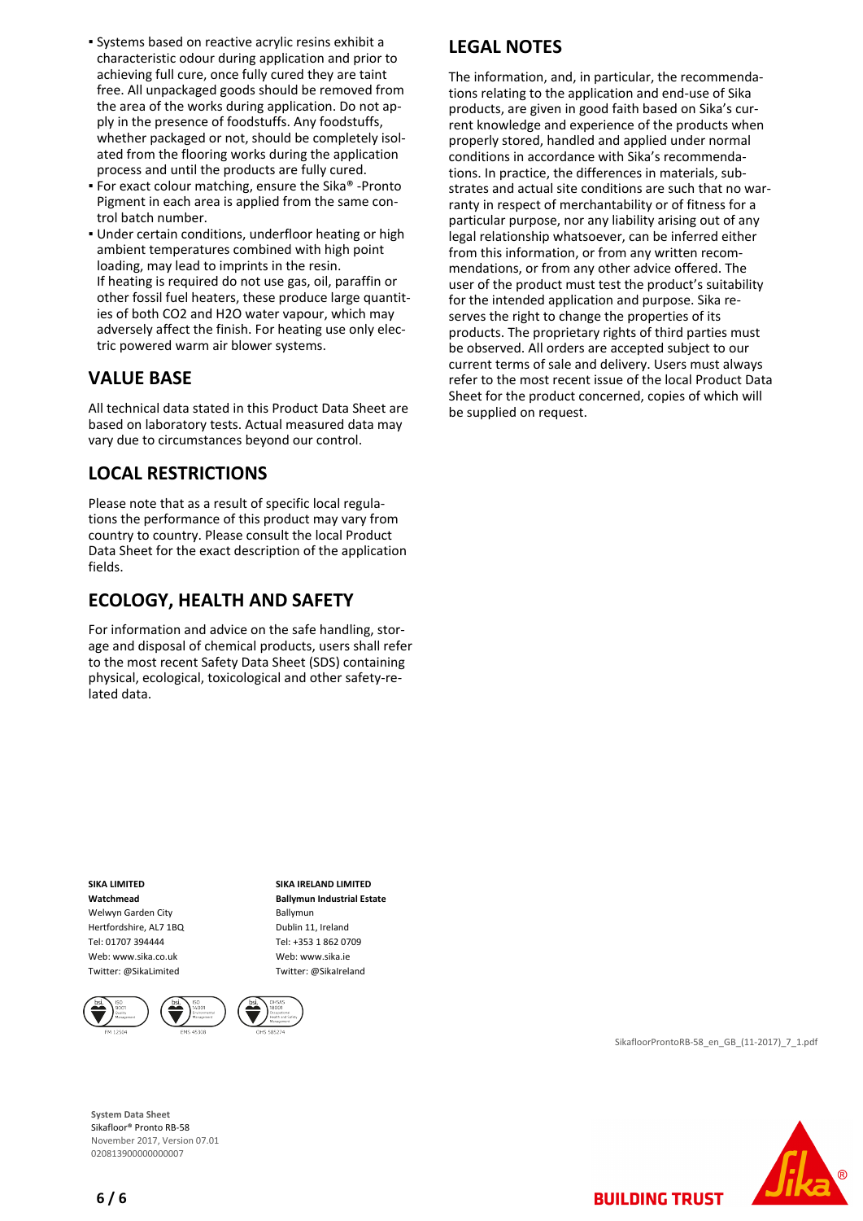- Systems based on reactive acrylic resins exhibit a characteristic odour during application and prior to achieving full cure, once fully cured they are taint free. All unpackaged goods should be removed from the area of the works during application. Do not apply in the presence of foodstuffs. Any foodstuffs, whether packaged or not, should be completely isolated from the flooring works during the application process and until the products are fully cured.
- For exact colour matching, ensure the Sika® -Pronto Pigment in each area is applied from the same control batch number.
- Under certain conditions, underfloor heating or high ambient temperatures combined with high point loading, may lead to imprints in the resin.
  If heating is required do not use gas, oil, paraffin or other fossil fuel heaters, these produce large quantities of both CO2 and H2O water vapour, which may adversely affect the finish. For heating use only electric powered warm air blower systems.

## VALUE BASE

All technical data stated in this Product Data Sheet are based on laboratory tests. Actual measured data may vary due to circumstances beyond our control.

## LOCAL RESTRICTIONS

Please note that as a result of specific local regulations the performance of this product may vary from country to country. Please consult the local Product Data Sheet for the exact description of the application fields.

## ECOLOGY, HEALTH AND SAFETY

For information and advice on the safe handling, storage and disposal of chemical products, users shall refer to the most recent Safety Data Sheet (SDS) containing physical, ecological, toxicological and other safety-related data.

## LEGAL NOTES

The information, and, in particular, the recommendations relating to the application and end-use of Sika products, are given in good faith based on Sika's current knowledge and experience of the products when properly stored, handled and applied under normal conditions in accordance with Sika's recommendations. In practice, the differences in materials, substrates and actual site conditions are such that no warranty in respect of merchantability or of fitness for a particular purpose, nor any liability arising out of any legal relationship whatsoever, can be inferred either from this information, or from any written recommendations, or from any other advice offered. The user of the product must test the product's suitability for the intended application and purpose. Sika reserves the right to change the properties of its products. The proprietary rights of third parties must be observed. All orders are accepted subject to our current terms of sale and delivery. Users must always refer to the most recent issue of the local Product Data Sheet for the product concerned, copies of which will be supplied on request.

**SIKA LIMITED**
**Watchmead**
Welwyn Garden City
Hertfordshire, AL7 1BQ
Tel: 01707 394444
Web: www.sika.co.uk
Twitter: @SikaLimited

**SIKA IRELAND LIMITED**
**Ballymun Industrial Estate**
Ballymun
Dublin 11, Ireland
Tel: +353 1 862 0709
Web: www.sika.ie
Twitter: @SikaIreland

FM 12504 EMS 45308 OHS 585274

SikafloorProntoRB-58_en_GB_(11-2017)_7_1.pdf

**System Data Sheet**
Sikafloor® Pronto RB-58
November 2017, Version 07.01
020813900000000007

**BUILDING TRUST**